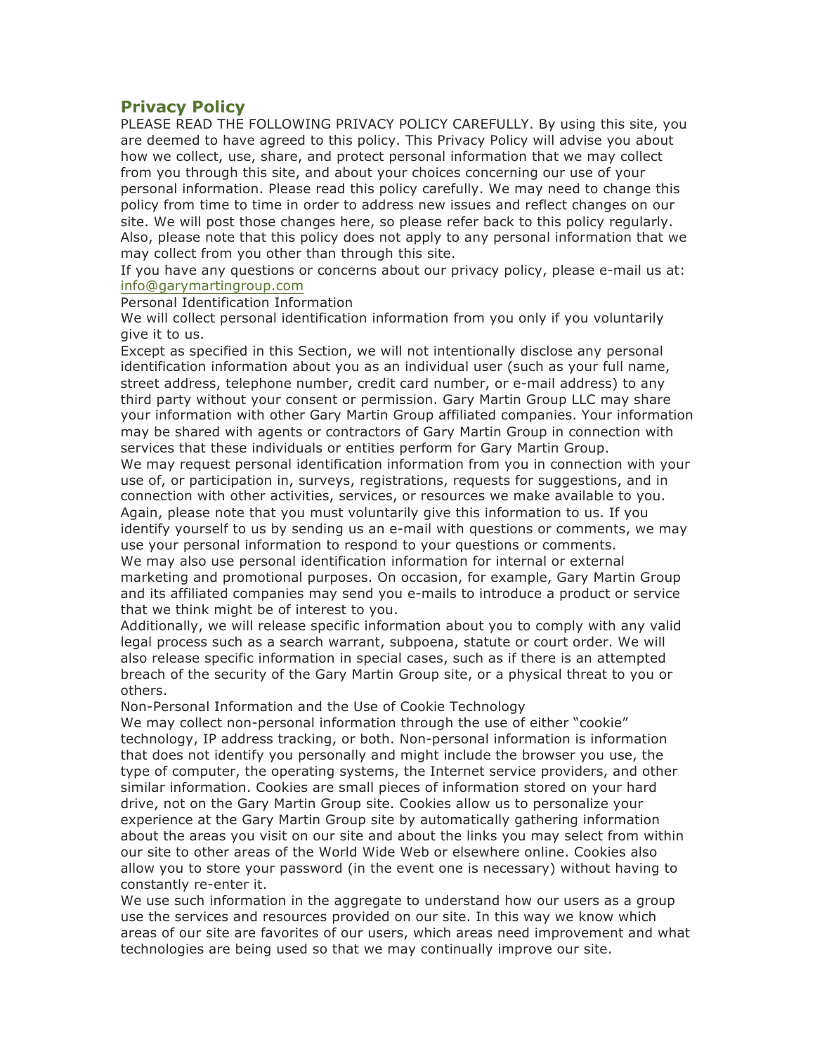## Privacy Policy

PLEASE READ THE FOLLOWING PRIVACY POLICY CAREFULLY. By using this site, you are deemed to have agreed to this policy. This Privacy Policy will advise you about how we collect, use, share, and protect personal information that we may collect from you through this site, and about your choices concerning our use of your personal information. Please read this policy carefully. We may need to change this policy from time to time in order to address new issues and reflect changes on our site. We will post those changes here, so please refer back to this policy regularly. Also, please note that this policy does not apply to any personal information that we may collect from you other than through this site.

If you have any questions or concerns about our privacy policy, please e-mail us at: info@garymartingroup.com

Personal Identification Information

We will collect personal identification information from you only if you voluntarily give it to us.

Except as specified in this Section, we will not intentionally disclose any personal identification information about you as an individual user (such as your full name, street address, telephone number, credit card number, or e-mail address) to any third party without your consent or permission. Gary Martin Group LLC may share your information with other Gary Martin Group affiliated companies. Your information may be shared with agents or contractors of Gary Martin Group in connection with services that these individuals or entities perform for Gary Martin Group.

We may request personal identification information from you in connection with your use of, or participation in, surveys, registrations, requests for suggestions, and in connection with other activities, services, or resources we make available to you. Again, please note that you must voluntarily give this information to us. If you identify yourself to us by sending us an e-mail with questions or comments, we may use your personal information to respond to your questions or comments.

We may also use personal identification information for internal or external marketing and promotional purposes. On occasion, for example, Gary Martin Group and its affiliated companies may send you e-mails to introduce a product or service that we think might be of interest to you.

Additionally, we will release specific information about you to comply with any valid legal process such as a search warrant, subpoena, statute or court order. We will also release specific information in special cases, such as if there is an attempted breach of the security of the Gary Martin Group site, or a physical threat to you or others.

Non-Personal Information and the Use of Cookie Technology

We may collect non-personal information through the use of either "cookie" technology, IP address tracking, or both. Non-personal information is information that does not identify you personally and might include the browser you use, the type of computer, the operating systems, the Internet service providers, and other similar information. Cookies are small pieces of information stored on your hard drive, not on the Gary Martin Group site. Cookies allow us to personalize your experience at the Gary Martin Group site by automatically gathering information about the areas you visit on our site and about the links you may select from within our site to other areas of the World Wide Web or elsewhere online. Cookies also allow you to store your password (in the event one is necessary) without having to constantly re-enter it.

We use such information in the aggregate to understand how our users as a group use the services and resources provided on our site. In this way we know which areas of our site are favorites of our users, which areas need improvement and what technologies are being used so that we may continually improve our site.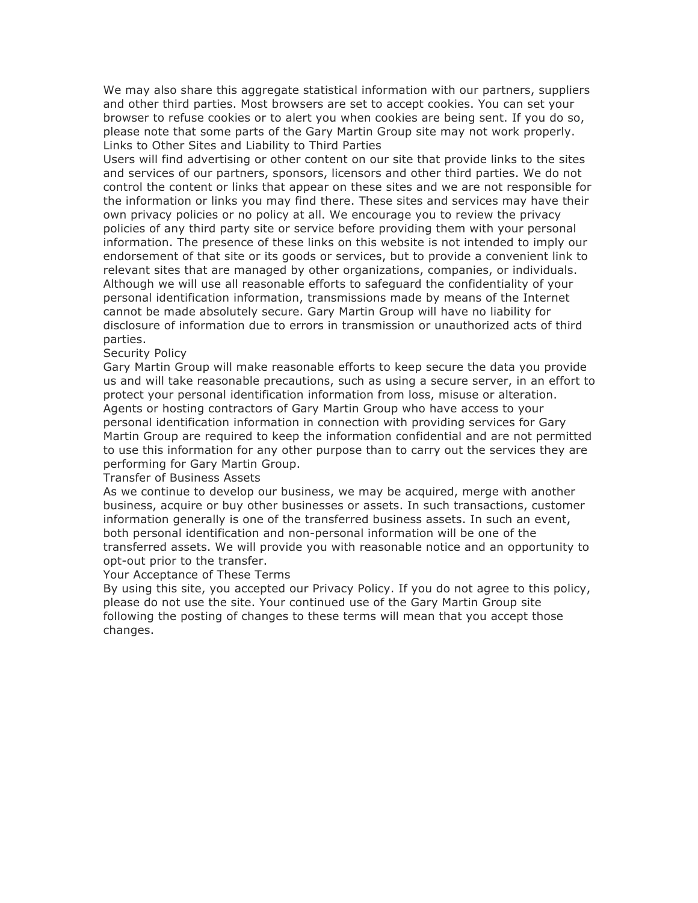We may also share this aggregate statistical information with our partners, suppliers and other third parties. Most browsers are set to accept cookies. You can set your browser to refuse cookies or to alert you when cookies are being sent. If you do so, please note that some parts of the Gary Martin Group site may not work properly.

## Links to Other Sites and Liability to Third Parties

Users will find advertising or other content on our site that provide links to the sites and services of our partners, sponsors, licensors and other third parties. We do not control the content or links that appear on these sites and we are not responsible for the information or links you may find there. These sites and services may have their own privacy policies or no policy at all. We encourage you to review the privacy policies of any third party site or service before providing them with your personal information. The presence of these links on this website is not intended to imply our endorsement of that site or its goods or services, but to provide a convenient link to relevant sites that are managed by other organizations, companies, or individuals. Although we will use all reasonable efforts to safeguard the confidentiality of your personal identification information, transmissions made by means of the Internet cannot be made absolutely secure. Gary Martin Group will have no liability for disclosure of information due to errors in transmission or unauthorized acts of third parties.

## Security Policy

Gary Martin Group will make reasonable efforts to keep secure the data you provide us and will take reasonable precautions, such as using a secure server, in an effort to protect your personal identification information from loss, misuse or alteration. Agents or hosting contractors of Gary Martin Group who have access to your personal identification information in connection with providing services for Gary Martin Group are required to keep the information confidential and are not permitted to use this information for any other purpose than to carry out the services they are performing for Gary Martin Group.

## Transfer of Business Assets

As we continue to develop our business, we may be acquired, merge with another business, acquire or buy other businesses or assets. In such transactions, customer information generally is one of the transferred business assets. In such an event, both personal identification and non-personal information will be one of the transferred assets. We will provide you with reasonable notice and an opportunity to opt-out prior to the transfer.

## Your Acceptance of These Terms

By using this site, you accepted our Privacy Policy. If you do not agree to this policy, please do not use the site. Your continued use of the Gary Martin Group site following the posting of changes to these terms will mean that you accept those changes.